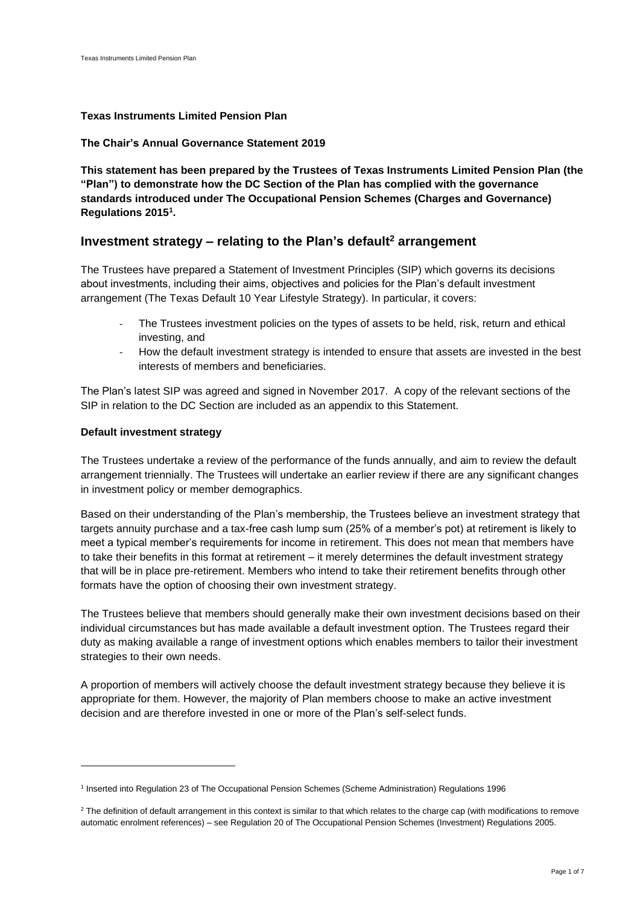**Texas Instruments Limited Pension Plan**

**The Chair's Annual Governance Statement 2019**

**This statement has been prepared by the Trustees of Texas Instruments Limited Pension Plan (the "Plan") to demonstrate how the DC Section of the Plan has complied with the governance standards introduced under The Occupational Pension Schemes (Charges and Governance) Regulations 2015[1].**

## Investment strategy – relating to the Plan's default[2] arrangement

The Trustees have prepared a Statement of Investment Principles (SIP) which governs its decisions about investments, including their aims, objectives and policies for the Plan's default investment arrangement (The Texas Default 10 Year Lifestyle Strategy). In particular, it covers:

- The Trustees investment policies on the types of assets to be held, risk, return and ethical investing, and
- How the default investment strategy is intended to ensure that assets are invested in the best interests of members and beneficiaries.

The Plan's latest SIP was agreed and signed in November 2017. A copy of the relevant sections of the SIP in relation to the DC Section are included as an appendix to this Statement.

### Default investment strategy

The Trustees undertake a review of the performance of the funds annually, and aim to review the default arrangement triennially. The Trustees will undertake an earlier review if there are any significant changes in investment policy or member demographics.

Based on their understanding of the Plan's membership, the Trustees believe an investment strategy that targets annuity purchase and a tax-free cash lump sum (25% of a member's pot) at retirement is likely to meet a typical member's requirements for income in retirement. This does not mean that members have to take their benefits in this format at retirement – it merely determines the default investment strategy that will be in place pre-retirement. Members who intend to take their retirement benefits through other formats have the option of choosing their own investment strategy.

The Trustees believe that members should generally make their own investment decisions based on their individual circumstances but has made available a default investment option. The Trustees regard their duty as making available a range of investment options which enables members to tailor their investment strategies to their own needs.

A proportion of members will actively choose the default investment strategy because they believe it is appropriate for them. However, the majority of Plan members choose to make an active investment decision and are therefore invested in one or more of the Plan's self-select funds.

---

[1] Inserted into Regulation 23 of The Occupational Pension Schemes (Scheme Administration) Regulations 1996

[2] The definition of default arrangement in this context is similar to that which relates to the charge cap (with modifications to remove automatic enrolment references) – see Regulation 20 of The Occupational Pension Schemes (Investment) Regulations 2005.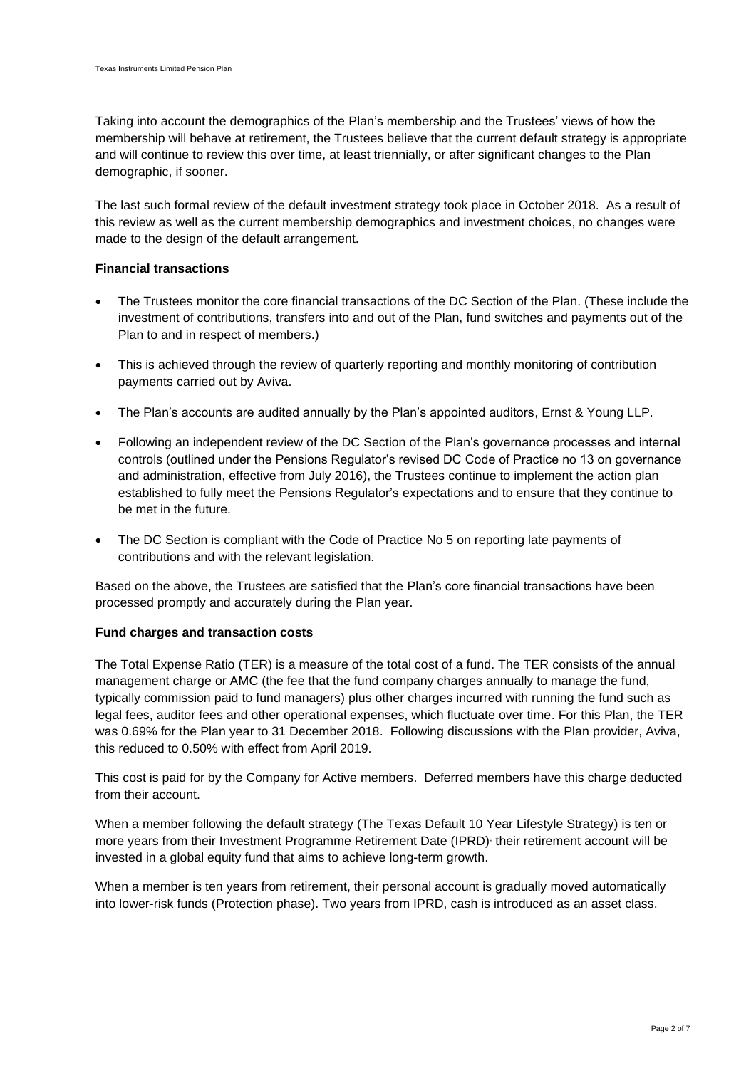Taking into account the demographics of the Plan's membership and the Trustees' views of how the membership will behave at retirement, the Trustees believe that the current default strategy is appropriate and will continue to review this over time, at least triennially, or after significant changes to the Plan demographic, if sooner.

The last such formal review of the default investment strategy took place in October 2018. As a result of this review as well as the current membership demographics and investment choices, no changes were made to the design of the default arrangement.

**Financial transactions**

- The Trustees monitor the core financial transactions of the DC Section of the Plan. (These include the investment of contributions, transfers into and out of the Plan, fund switches and payments out of the Plan to and in respect of members.)
- This is achieved through the review of quarterly reporting and monthly monitoring of contribution payments carried out by Aviva.
- The Plan's accounts are audited annually by the Plan's appointed auditors, Ernst & Young LLP.
- Following an independent review of the DC Section of the Plan's governance processes and internal controls (outlined under the Pensions Regulator's revised DC Code of Practice no 13 on governance and administration, effective from July 2016), the Trustees continue to implement the action plan established to fully meet the Pensions Regulator's expectations and to ensure that they continue to be met in the future.
- The DC Section is compliant with the Code of Practice No 5 on reporting late payments of contributions and with the relevant legislation.

Based on the above, the Trustees are satisfied that the Plan's core financial transactions have been processed promptly and accurately during the Plan year.

**Fund charges and transaction costs**

The Total Expense Ratio (TER) is a measure of the total cost of a fund. The TER consists of the annual management charge or AMC (the fee that the fund company charges annually to manage the fund, typically commission paid to fund managers) plus other charges incurred with running the fund such as legal fees, auditor fees and other operational expenses, which fluctuate over time. For this Plan, the TER was 0.69% for the Plan year to 31 December 2018. Following discussions with the Plan provider, Aviva, this reduced to 0.50% with effect from April 2019.

This cost is paid for by the Company for Active members. Deferred members have this charge deducted from their account.

When a member following the default strategy (The Texas Default 10 Year Lifestyle Strategy) is ten or more years from their Investment Programme Retirement Date (IPRD), their retirement account will be invested in a global equity fund that aims to achieve long-term growth.

When a member is ten years from retirement, their personal account is gradually moved automatically into lower-risk funds (Protection phase). Two years from IPRD, cash is introduced as an asset class.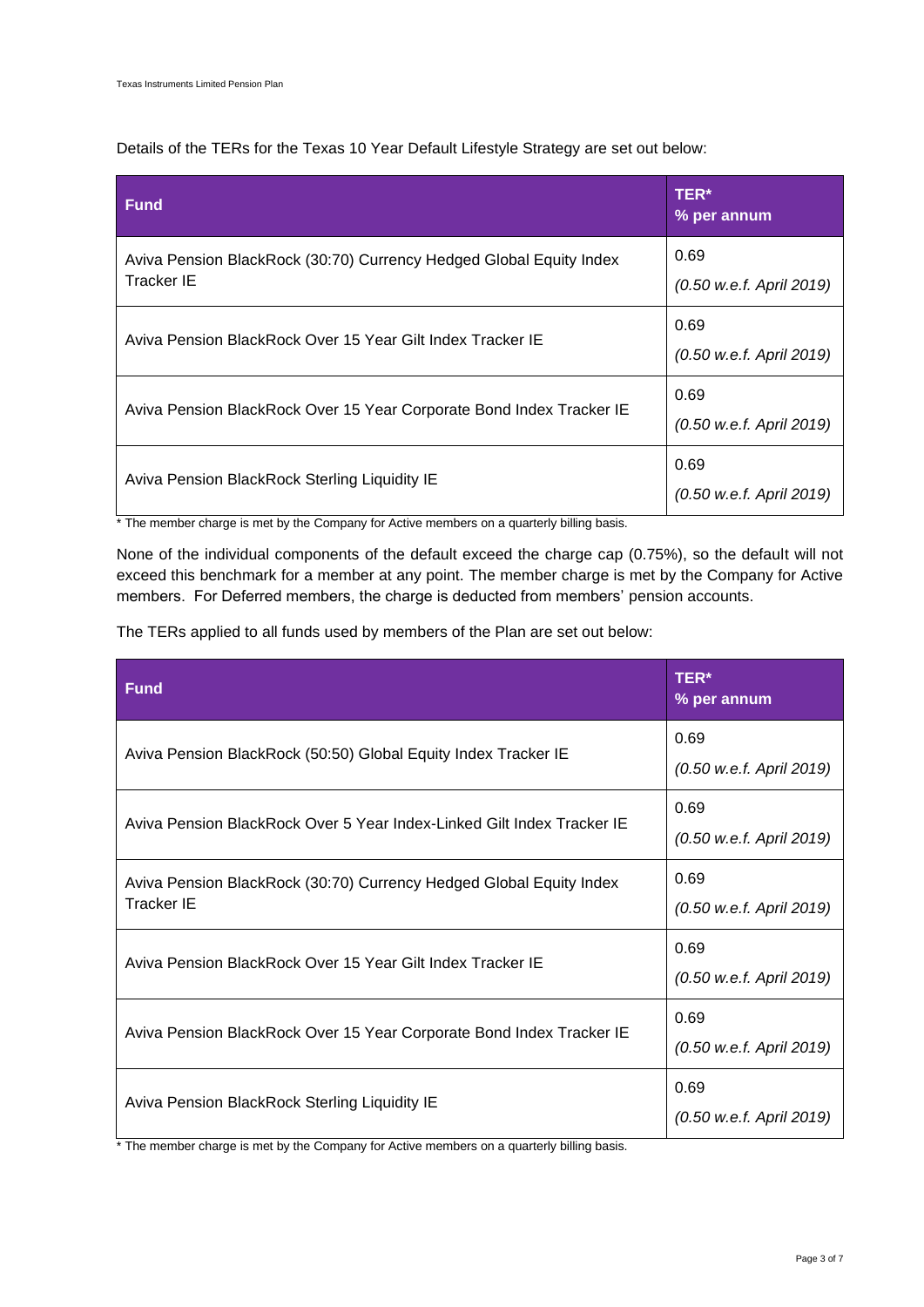Details of the TERs for the Texas 10 Year Default Lifestyle Strategy are set out below:

| Fund | TER*<br>% per annum |
|---|---|
| Aviva Pension BlackRock (30:70) Currency Hedged Global Equity Index Tracker IE | 0.69<br>*(0.50 w.e.f. April 2019)* |
| Aviva Pension BlackRock Over 15 Year Gilt Index Tracker IE | 0.69<br>*(0.50 w.e.f. April 2019)* |
| Aviva Pension BlackRock Over 15 Year Corporate Bond Index Tracker IE | 0.69<br>*(0.50 w.e.f. April 2019)* |
| Aviva Pension BlackRock Sterling Liquidity IE | 0.69<br>*(0.50 w.e.f. April 2019)* |

\* The member charge is met by the Company for Active members on a quarterly billing basis.

None of the individual components of the default exceed the charge cap (0.75%), so the default will not exceed this benchmark for a member at any point. The member charge is met by the Company for Active members. For Deferred members, the charge is deducted from members' pension accounts.

The TERs applied to all funds used by members of the Plan are set out below:

| Fund | TER*<br>% per annum |
|---|---|
| Aviva Pension BlackRock (50:50) Global Equity Index Tracker IE | 0.69<br>*(0.50 w.e.f. April 2019)* |
| Aviva Pension BlackRock Over 5 Year Index-Linked Gilt Index Tracker IE | 0.69<br>*(0.50 w.e.f. April 2019)* |
| Aviva Pension BlackRock (30:70) Currency Hedged Global Equity Index Tracker IE | 0.69<br>*(0.50 w.e.f. April 2019)* |
| Aviva Pension BlackRock Over 15 Year Gilt Index Tracker IE | 0.69<br>*(0.50 w.e.f. April 2019)* |
| Aviva Pension BlackRock Over 15 Year Corporate Bond Index Tracker IE | 0.69<br>*(0.50 w.e.f. April 2019)* |
| Aviva Pension BlackRock Sterling Liquidity IE | 0.69<br>*(0.50 w.e.f. April 2019)* |

\* The member charge is met by the Company for Active members on a quarterly billing basis.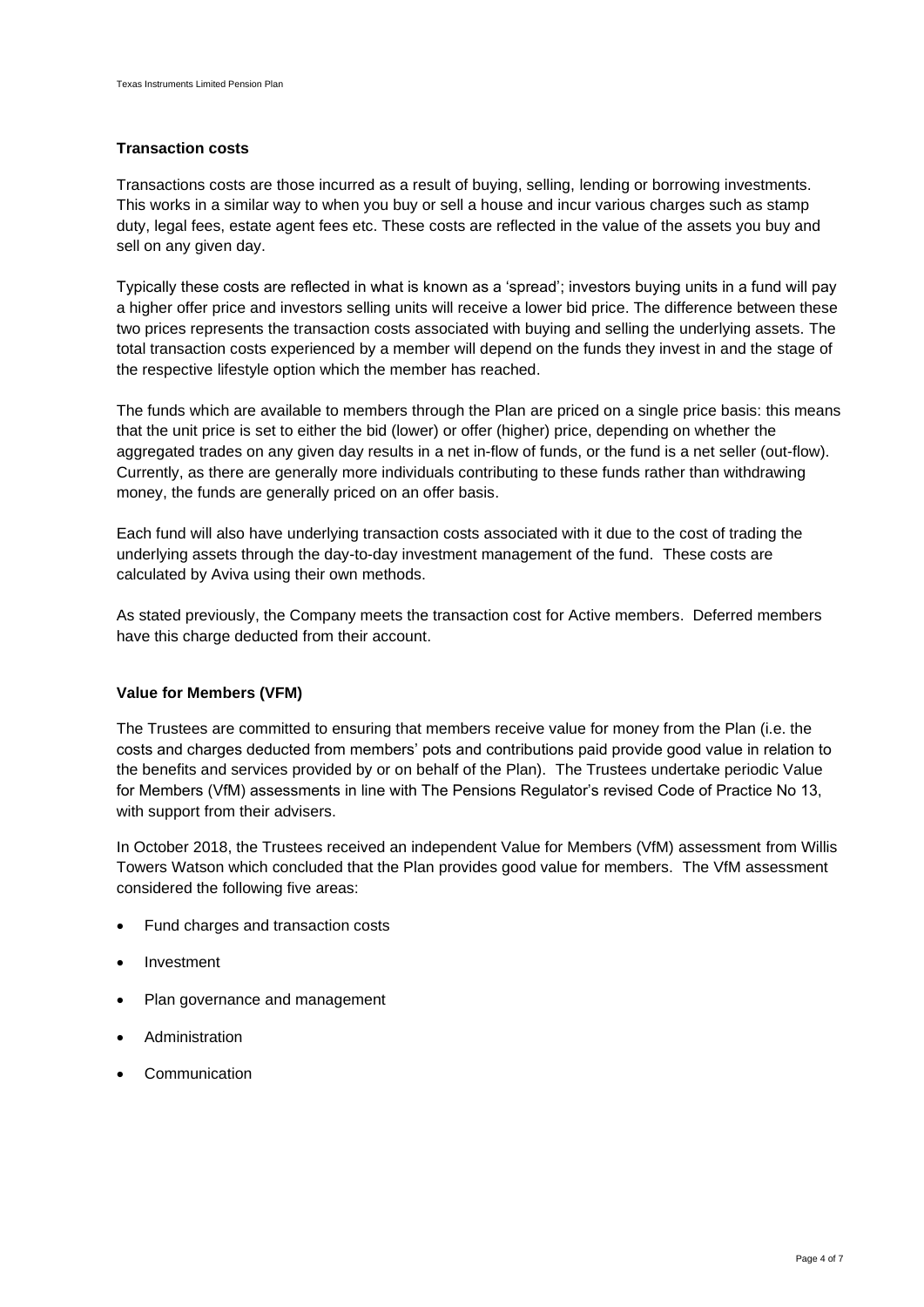### Transaction costs

Transactions costs are those incurred as a result of buying, selling, lending or borrowing investments. This works in a similar way to when you buy or sell a house and incur various charges such as stamp duty, legal fees, estate agent fees etc. These costs are reflected in the value of the assets you buy and sell on any given day.

Typically these costs are reflected in what is known as a 'spread'; investors buying units in a fund will pay a higher offer price and investors selling units will receive a lower bid price. The difference between these two prices represents the transaction costs associated with buying and selling the underlying assets. The total transaction costs experienced by a member will depend on the funds they invest in and the stage of the respective lifestyle option which the member has reached.

The funds which are available to members through the Plan are priced on a single price basis: this means that the unit price is set to either the bid (lower) or offer (higher) price, depending on whether the aggregated trades on any given day results in a net in-flow of funds, or the fund is a net seller (out-flow). Currently, as there are generally more individuals contributing to these funds rather than withdrawing money, the funds are generally priced on an offer basis.

Each fund will also have underlying transaction costs associated with it due to the cost of trading the underlying assets through the day-to-day investment management of the fund. These costs are calculated by Aviva using their own methods.

As stated previously, the Company meets the transaction cost for Active members. Deferred members have this charge deducted from their account.

### Value for Members (VFM)

The Trustees are committed to ensuring that members receive value for money from the Plan (i.e. the costs and charges deducted from members' pots and contributions paid provide good value in relation to the benefits and services provided by or on behalf of the Plan). The Trustees undertake periodic Value for Members (VfM) assessments in line with The Pensions Regulator's revised Code of Practice No 13, with support from their advisers.

In October 2018, the Trustees received an independent Value for Members (VfM) assessment from Willis Towers Watson which concluded that the Plan provides good value for members. The VfM assessment considered the following five areas:

- Fund charges and transaction costs
- Investment
- Plan governance and management
- Administration
- Communication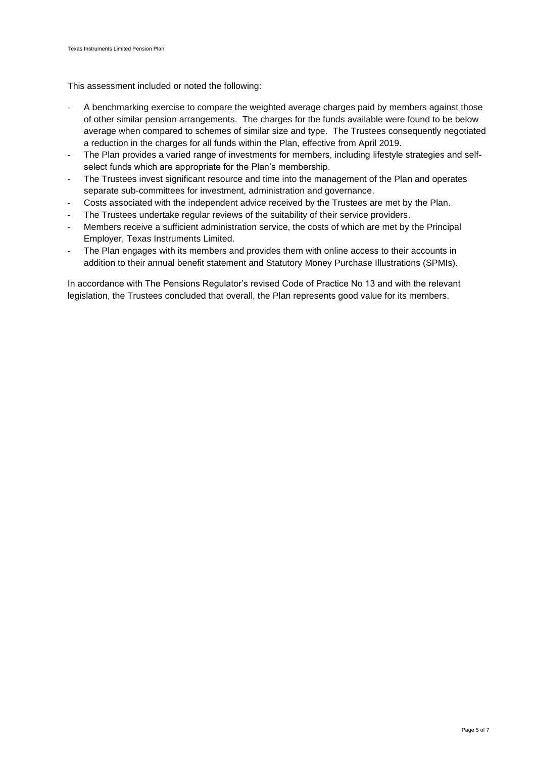This assessment included or noted the following:

- A benchmarking exercise to compare the weighted average charges paid by members against those of other similar pension arrangements. The charges for the funds available were found to be below average when compared to schemes of similar size and type. The Trustees consequently negotiated a reduction in the charges for all funds within the Plan, effective from April 2019.
- The Plan provides a varied range of investments for members, including lifestyle strategies and self-select funds which are appropriate for the Plan's membership.
- The Trustees invest significant resource and time into the management of the Plan and operates separate sub-committees for investment, administration and governance.
- Costs associated with the independent advice received by the Trustees are met by the Plan.
- The Trustees undertake regular reviews of the suitability of their service providers.
- Members receive a sufficient administration service, the costs of which are met by the Principal Employer, Texas Instruments Limited.
- The Plan engages with its members and provides them with online access to their accounts in addition to their annual benefit statement and Statutory Money Purchase Illustrations (SPMIs).

In accordance with The Pensions Regulator's revised Code of Practice No 13 and with the relevant legislation, the Trustees concluded that overall, the Plan represents good value for its members.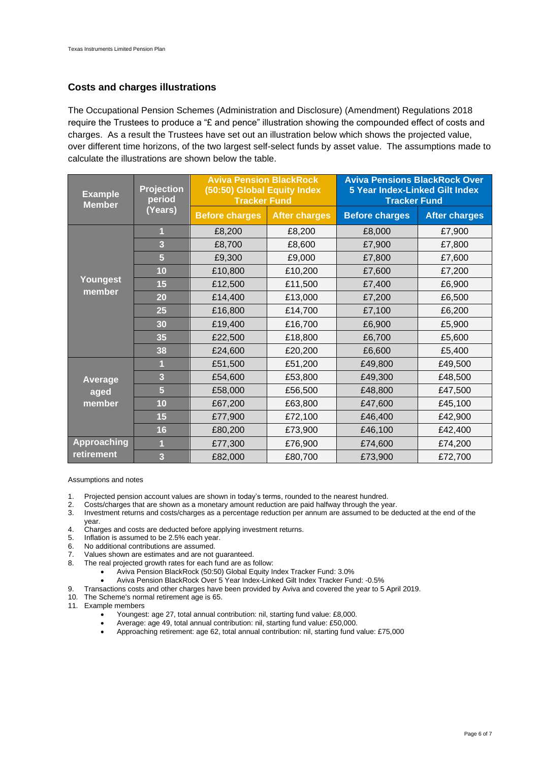## Costs and charges illustrations

The Occupational Pension Schemes (Administration and Disclosure) (Amendment) Regulations 2018 require the Trustees to produce a "£ and pence" illustration showing the compounded effect of costs and charges. As a result the Trustees have set out an illustration below which shows the projected value, over different time horizons, of the two largest self-select funds by asset value. The assumptions made to calculate the illustrations are shown below the table.

| Example Member | Projection period (Years) | Aviva Pension BlackRock (50:50) Global Equity Index Tracker Fund | | Aviva Pensions BlackRock Over 5 Year Index-Linked Gilt Index Tracker Fund | |
|---|---|---|---|---|---|
| | | Before charges | After charges | Before charges | After charges |
| Youngest member | 1 | £8,200 | £8,200 | £8,000 | £7,900 |
| | 3 | £8,700 | £8,600 | £7,900 | £7,800 |
| | 5 | £9,300 | £9,000 | £7,800 | £7,600 |
| | 10 | £10,800 | £10,200 | £7,600 | £7,200 |
| | 15 | £12,500 | £11,500 | £7,400 | £6,900 |
| | 20 | £14,400 | £13,000 | £7,200 | £6,500 |
| | 25 | £16,800 | £14,700 | £7,100 | £6,200 |
| | 30 | £19,400 | £16,700 | £6,900 | £5,900 |
| | 35 | £22,500 | £18,800 | £6,700 | £5,600 |
| | 38 | £24,600 | £20,200 | £6,600 | £5,400 |
| Average aged member | 1 | £51,500 | £51,200 | £49,800 | £49,500 |
| | 3 | £54,600 | £53,800 | £49,300 | £48,500 |
| | 5 | £58,000 | £56,500 | £48,800 | £47,500 |
| | 10 | £67,200 | £63,800 | £47,600 | £45,100 |
| | 15 | £77,900 | £72,100 | £46,400 | £42,900 |
| | 16 | £80,200 | £73,900 | £46,100 | £42,400 |
| Approaching retirement | 1 | £77,300 | £76,900 | £74,600 | £74,200 |
| | 3 | £82,000 | £80,700 | £73,900 | £72,700 |

Assumptions and notes

1. Projected pension account values are shown in today's terms, rounded to the nearest hundred.
2. Costs/charges that are shown as a monetary amount reduction are paid halfway through the year.
3. Investment returns and costs/charges as a percentage reduction per annum are assumed to be deducted at the end of the year.
4. Charges and costs are deducted before applying investment returns.
5. Inflation is assumed to be 2.5% each year.
6. No additional contributions are assumed.
7. Values shown are estimates and are not guaranteed.
8. The real projected growth rates for each fund are as follow:
   - Aviva Pension BlackRock (50:50) Global Equity Index Tracker Fund: 3.0%
   - Aviva Pension BlackRock Over 5 Year Index-Linked Gilt Index Tracker Fund: -0.5%
9. Transactions costs and other charges have been provided by Aviva and covered the year to 5 April 2019.
10. The Scheme's normal retirement age is 65.
11. Example members
    - Youngest: age 27, total annual contribution: nil, starting fund value: £8,000.
    - Average: age 49, total annual contribution: nil, starting fund value: £50,000.
    - Approaching retirement: age 62, total annual contribution: nil, starting fund value: £75,000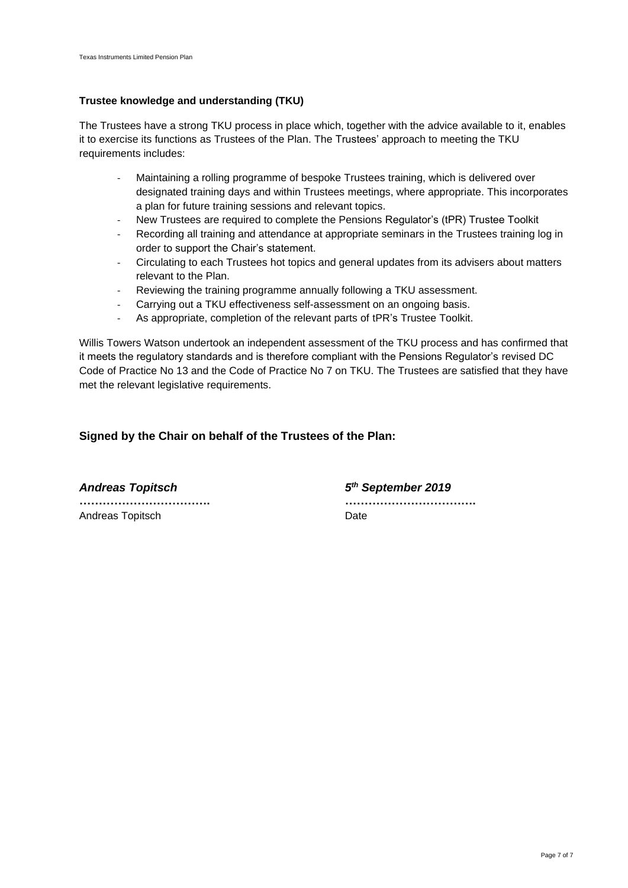### Trustee knowledge and understanding (TKU)

The Trustees have a strong TKU process in place which, together with the advice available to it, enables it to exercise its functions as Trustees of the Plan. The Trustees' approach to meeting the TKU requirements includes:

- Maintaining a rolling programme of bespoke Trustees training, which is delivered over designated training days and within Trustees meetings, where appropriate. This incorporates a plan for future training sessions and relevant topics.
- New Trustees are required to complete the Pensions Regulator's (tPR) Trustee Toolkit
- Recording all training and attendance at appropriate seminars in the Trustees training log in order to support the Chair's statement.
- Circulating to each Trustees hot topics and general updates from its advisers about matters relevant to the Plan.
- Reviewing the training programme annually following a TKU assessment.
- Carrying out a TKU effectiveness self-assessment on an ongoing basis.
- As appropriate, completion of the relevant parts of tPR's Trustee Toolkit.

Willis Towers Watson undertook an independent assessment of the TKU process and has confirmed that it meets the regulatory standards and is therefore compliant with the Pensions Regulator's revised DC Code of Practice No 13 and the Code of Practice No 7 on TKU. The Trustees are satisfied that they have met the relevant legislative requirements.

**Signed by the Chair on behalf of the Trustees of the Plan:**

| | |
|---|---|
| ***Andreas Topitsch*** | ***5th September 2019*** |
| ……………………………. | ……………………………. |
| Andreas Topitsch | Date |